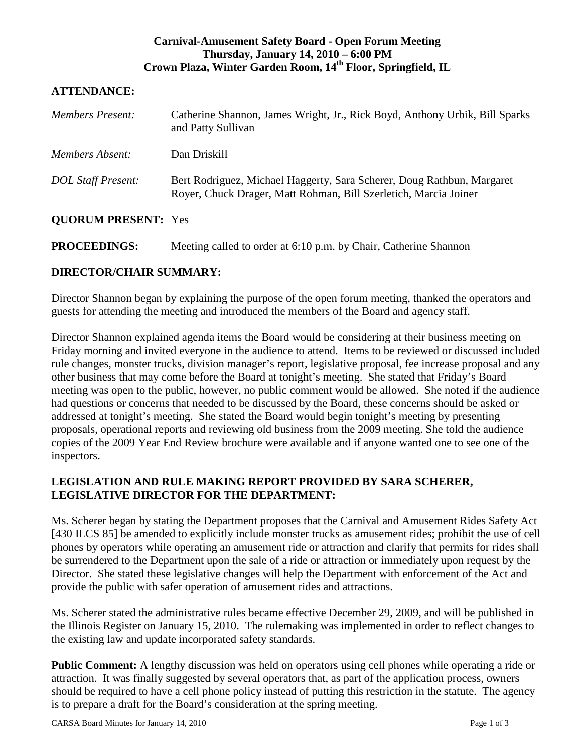# Carnival-Amusement Safety Board - Open Forum Meeting
## Thursday, January 14, 2010 – 6:00 PM
## Crown Plaza, Winter Garden Room, 14th Floor, Springfield, IL

**ATTENDANCE:**

*Members Present:* Catherine Shannon, James Wright, Jr., Rick Boyd, Anthony Urbik, Bill Sparks and Patty Sullivan

*Members Absent:* Dan Driskill

*DOL Staff Present:* Bert Rodriguez, Michael Haggerty, Sara Scherer, Doug Rathbun, Margaret Royer, Chuck Drager, Matt Rohman, Bill Szerletich, Marcia Joiner

**QUORUM PRESENT:** Yes

**PROCEEDINGS:** Meeting called to order at 6:10 p.m. by Chair, Catherine Shannon

**DIRECTOR/CHAIR SUMMARY:**

Director Shannon began by explaining the purpose of the open forum meeting, thanked the operators and guests for attending the meeting and introduced the members of the Board and agency staff.

Director Shannon explained agenda items the Board would be considering at their business meeting on Friday morning and invited everyone in the audience to attend. Items to be reviewed or discussed included rule changes, monster trucks, division manager's report, legislative proposal, fee increase proposal and any other business that may come before the Board at tonight's meeting. She stated that Friday's Board meeting was open to the public, however, no public comment would be allowed. She noted if the audience had questions or concerns that needed to be discussed by the Board, these concerns should be asked or addressed at tonight's meeting. She stated the Board would begin tonight's meeting by presenting proposals, operational reports and reviewing old business from the 2009 meeting. She told the audience copies of the 2009 Year End Review brochure were available and if anyone wanted one to see one of the inspectors.

**LEGISLATION AND RULE MAKING REPORT PROVIDED BY SARA SCHERER, LEGISLATIVE DIRECTOR FOR THE DEPARTMENT:**

Ms. Scherer began by stating the Department proposes that the Carnival and Amusement Rides Safety Act [430 ILCS 85] be amended to explicitly include monster trucks as amusement rides; prohibit the use of cell phones by operators while operating an amusement ride or attraction and clarify that permits for rides shall be surrendered to the Department upon the sale of a ride or attraction or immediately upon request by the Director. She stated these legislative changes will help the Department with enforcement of the Act and provide the public with safer operation of amusement rides and attractions.

Ms. Scherer stated the administrative rules became effective December 29, 2009, and will be published in the Illinois Register on January 15, 2010. The rulemaking was implemented in order to reflect changes to the existing law and update incorporated safety standards.

**Public Comment:** A lengthy discussion was held on operators using cell phones while operating a ride or attraction. It was finally suggested by several operators that, as part of the application process, owners should be required to have a cell phone policy instead of putting this restriction in the statute. The agency is to prepare a draft for the Board's consideration at the spring meeting.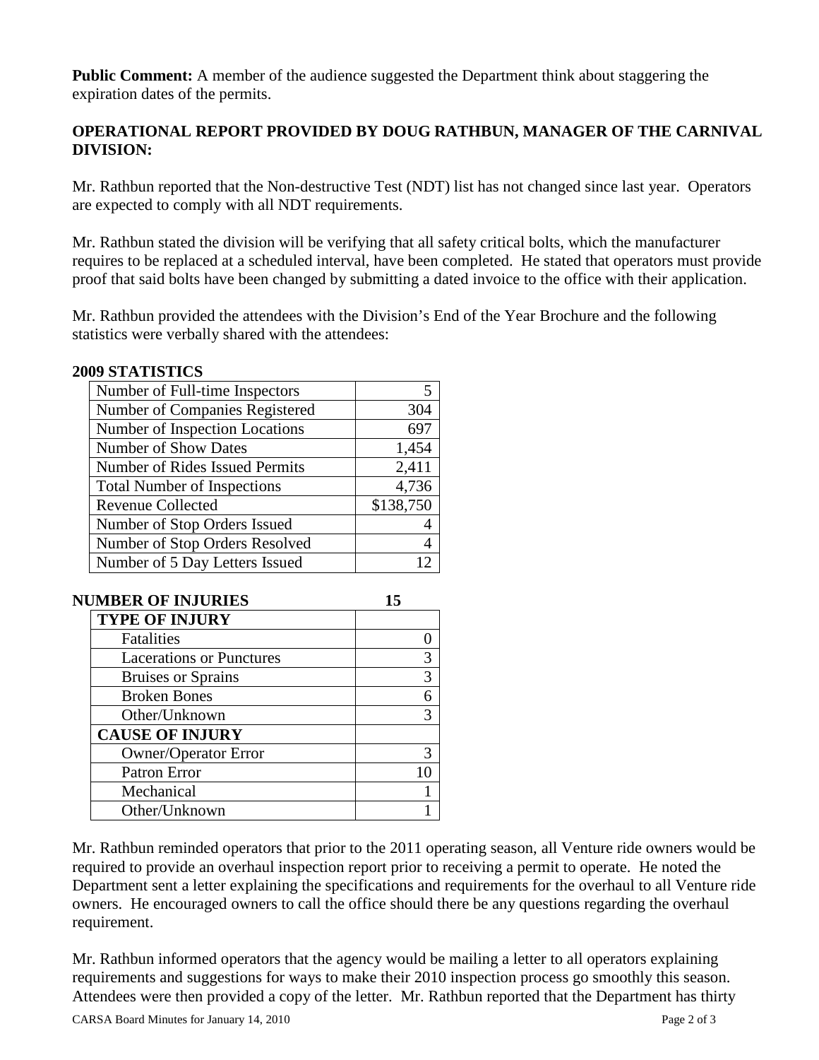**Public Comment:** A member of the audience suggested the Department think about staggering the expiration dates of the permits.

**OPERATIONAL REPORT PROVIDED BY DOUG RATHBUN, MANAGER OF THE CARNIVAL DIVISION:**

Mr. Rathbun reported that the Non-destructive Test (NDT) list has not changed since last year. Operators are expected to comply with all NDT requirements.

Mr. Rathbun stated the division will be verifying that all safety critical bolts, which the manufacturer requires to be replaced at a scheduled interval, have been completed. He stated that operators must provide proof that said bolts have been changed by submitting a dated invoice to the office with their application.

Mr. Rathbun provided the attendees with the Division's End of the Year Brochure and the following statistics were verbally shared with the attendees:

**2009 STATISTICS**

| | |
|---|---|
| Number of Full-time Inspectors | 5 |
| Number of Companies Registered | 304 |
| Number of Inspection Locations | 697 |
| Number of Show Dates | 1,454 |
| Number of Rides Issued Permits | 2,411 |
| Total Number of Inspections | 4,736 |
| Revenue Collected | $138,750 |
| Number of Stop Orders Issued | 4 |
| Number of Stop Orders Resolved | 4 |
| Number of 5 Day Letters Issued | 12 |

**NUMBER OF INJURIES 15**

| | |
|---|---|
| **TYPE OF INJURY** | |
| Fatalities | 0 |
| Lacerations or Punctures | 3 |
| Bruises or Sprains | 3 |
| Broken Bones | 6 |
| Other/Unknown | 3 |
| **CAUSE OF INJURY** | |
| Owner/Operator Error | 3 |
| Patron Error | 10 |
| Mechanical | 1 |
| Other/Unknown | 1 |

Mr. Rathbun reminded operators that prior to the 2011 operating season, all Venture ride owners would be required to provide an overhaul inspection report prior to receiving a permit to operate. He noted the Department sent a letter explaining the specifications and requirements for the overhaul to all Venture ride owners. He encouraged owners to call the office should there be any questions regarding the overhaul requirement.

Mr. Rathbun informed operators that the agency would be mailing a letter to all operators explaining requirements and suggestions for ways to make their 2010 inspection process go smoothly this season. Attendees were then provided a copy of the letter. Mr. Rathbun reported that the Department has thirty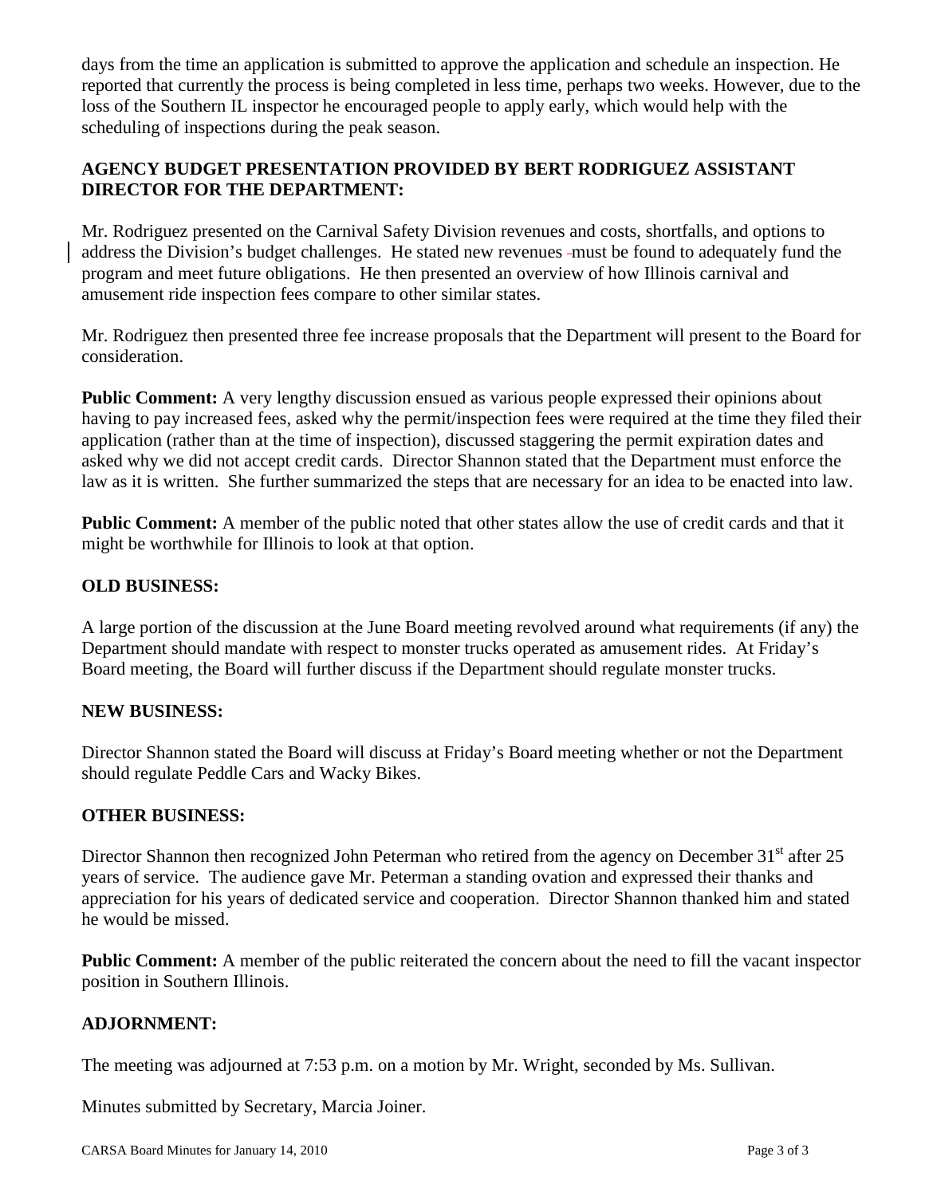days from the time an application is submitted to approve the application and schedule an inspection. He reported that currently the process is being completed in less time, perhaps two weeks. However, due to the loss of the Southern IL inspector he encouraged people to apply early, which would help with the scheduling of inspections during the peak season.

**AGENCY BUDGET PRESENTATION PROVIDED BY BERT RODRIGUEZ ASSISTANT DIRECTOR FOR THE DEPARTMENT:**

Mr. Rodriguez presented on the Carnival Safety Division revenues and costs, shortfalls, and options to address the Division's budget challenges. He stated new revenues must be found to adequately fund the program and meet future obligations. He then presented an overview of how Illinois carnival and amusement ride inspection fees compare to other similar states.

Mr. Rodriguez then presented three fee increase proposals that the Department will present to the Board for consideration.

**Public Comment:** A very lengthy discussion ensued as various people expressed their opinions about having to pay increased fees, asked why the permit/inspection fees were required at the time they filed their application (rather than at the time of inspection), discussed staggering the permit expiration dates and asked why we did not accept credit cards. Director Shannon stated that the Department must enforce the law as it is written. She further summarized the steps that are necessary for an idea to be enacted into law.

**Public Comment:** A member of the public noted that other states allow the use of credit cards and that it might be worthwhile for Illinois to look at that option.

**OLD BUSINESS:**

A large portion of the discussion at the June Board meeting revolved around what requirements (if any) the Department should mandate with respect to monster trucks operated as amusement rides. At Friday's Board meeting, the Board will further discuss if the Department should regulate monster trucks.

**NEW BUSINESS:**

Director Shannon stated the Board will discuss at Friday's Board meeting whether or not the Department should regulate Peddle Cars and Wacky Bikes.

**OTHER BUSINESS:**

Director Shannon then recognized John Peterman who retired from the agency on December 31st after 25 years of service. The audience gave Mr. Peterman a standing ovation and expressed their thanks and appreciation for his years of dedicated service and cooperation. Director Shannon thanked him and stated he would be missed.

**Public Comment:** A member of the public reiterated the concern about the need to fill the vacant inspector position in Southern Illinois.

**ADJOURNMENT:**

The meeting was adjourned at 7:53 p.m. on a motion by Mr. Wright, seconded by Ms. Sullivan.

Minutes submitted by Secretary, Marcia Joiner.